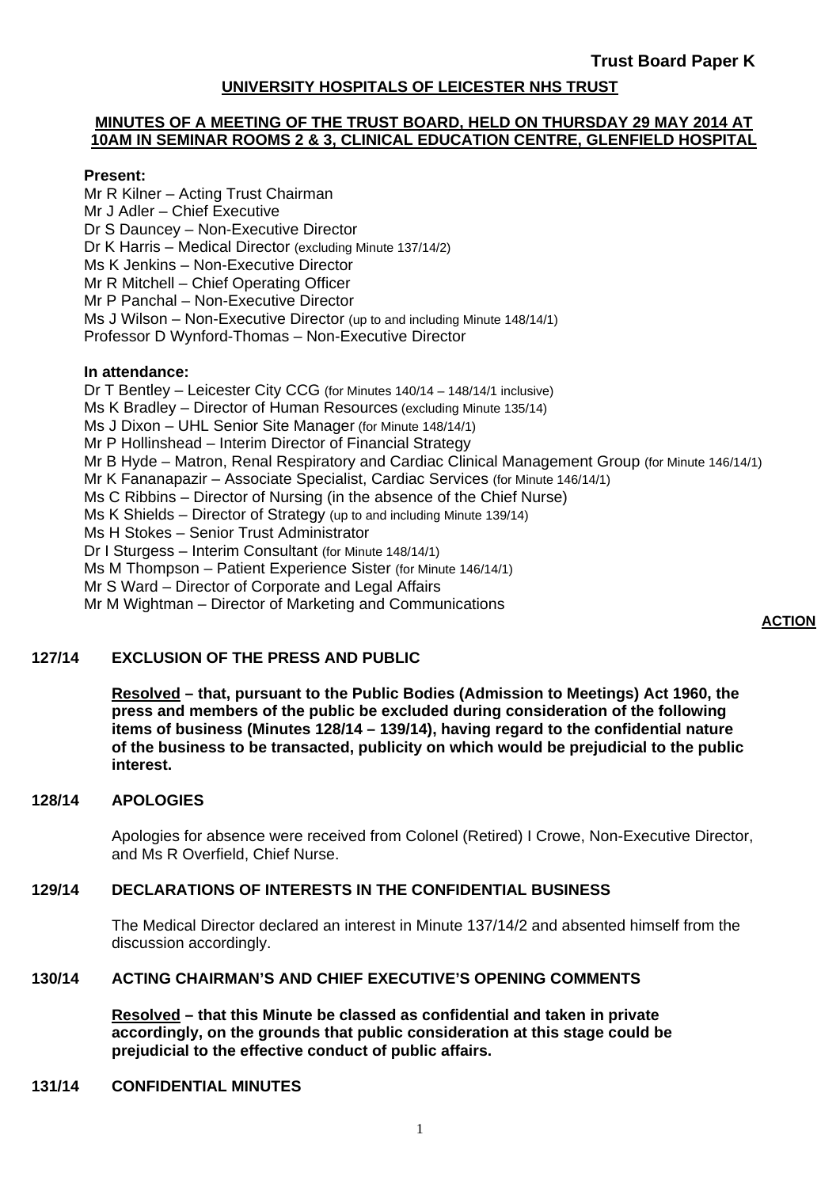**Trust Board Paper K**

## UNIVERSITY HOSPITALS OF LEICESTER NHS TRUST

## MINUTES OF A MEETING OF THE TRUST BOARD, HELD ON THURSDAY 29 MAY 2014 AT 10AM IN SEMINAR ROOMS 2 & 3, CLINICAL EDUCATION CENTRE, GLENFIELD HOSPITAL

**Present:**

Mr R Kilner – Acting Trust Chairman
Mr J Adler – Chief Executive
Dr S Dauncey – Non-Executive Director
Dr K Harris – Medical Director (excluding Minute 137/14/2)
Ms K Jenkins – Non-Executive Director
Mr R Mitchell – Chief Operating Officer
Mr P Panchal – Non-Executive Director
Ms J Wilson – Non-Executive Director (up to and including Minute 148/14/1)
Professor D Wynford-Thomas – Non-Executive Director

**In attendance:**

Dr T Bentley – Leicester City CCG (for Minutes 140/14 – 148/14/1 inclusive)
Ms K Bradley – Director of Human Resources (excluding Minute 135/14)
Ms J Dixon – UHL Senior Site Manager (for Minute 148/14/1)
Mr P Hollinshead – Interim Director of Financial Strategy
Mr B Hyde – Matron, Renal Respiratory and Cardiac Clinical Management Group (for Minute 146/14/1)
Mr K Fananapazir – Associate Specialist, Cardiac Services (for Minute 146/14/1)
Ms C Ribbins – Director of Nursing (in the absence of the Chief Nurse)
Ms K Shields – Director of Strategy (up to and including Minute 139/14)
Ms H Stokes – Senior Trust Administrator
Dr I Sturgess – Interim Consultant (for Minute 148/14/1)
Ms M Thompson – Patient Experience Sister (for Minute 146/14/1)
Mr S Ward – Director of Corporate and Legal Affairs
Mr M Wightman – Director of Marketing and Communications

**ACTION**

### 127/14 EXCLUSION OF THE PRESS AND PUBLIC

**Resolved – that, pursuant to the Public Bodies (Admission to Meetings) Act 1960, the press and members of the public be excluded during consideration of the following items of business (Minutes 128/14 – 139/14), having regard to the confidential nature of the business to be transacted, publicity on which would be prejudicial to the public interest.**

### 128/14 APOLOGIES

Apologies for absence were received from Colonel (Retired) I Crowe, Non-Executive Director, and Ms R Overfield, Chief Nurse.

### 129/14 DECLARATIONS OF INTERESTS IN THE CONFIDENTIAL BUSINESS

The Medical Director declared an interest in Minute 137/14/2 and absented himself from the discussion accordingly.

### 130/14 ACTING CHAIRMAN'S AND CHIEF EXECUTIVE'S OPENING COMMENTS

**Resolved – that this Minute be classed as confidential and taken in private accordingly, on the grounds that public consideration at this stage could be prejudicial to the effective conduct of public affairs.**

### 131/14 CONFIDENTIAL MINUTES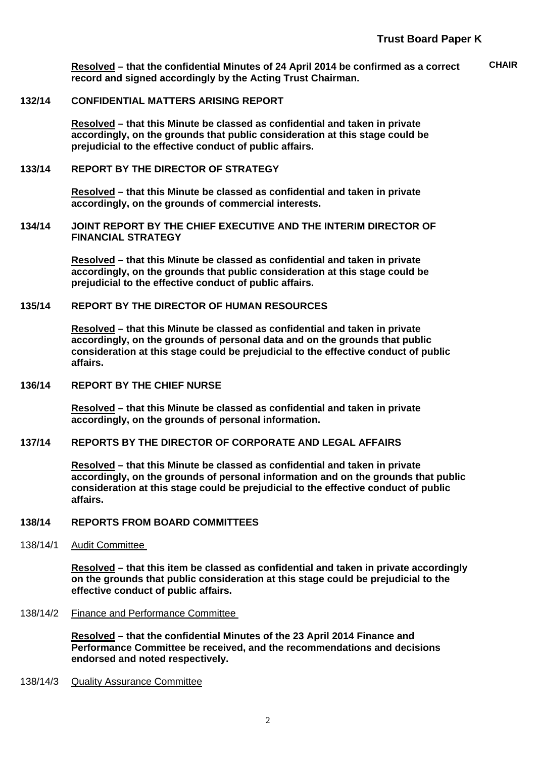**Resolved – that the confidential Minutes of 24 April 2014 be confirmed as a correct record and signed accordingly by the Acting Trust Chairman.** **CHAIR**

**132/14 CONFIDENTIAL MATTERS ARISING REPORT**

**Resolved – that this Minute be classed as confidential and taken in private accordingly, on the grounds that public consideration at this stage could be prejudicial to the effective conduct of public affairs.**

**133/14 REPORT BY THE DIRECTOR OF STRATEGY**

**Resolved – that this Minute be classed as confidential and taken in private accordingly, on the grounds of commercial interests.**

**134/14 JOINT REPORT BY THE CHIEF EXECUTIVE AND THE INTERIM DIRECTOR OF FINANCIAL STRATEGY**

**Resolved – that this Minute be classed as confidential and taken in private accordingly, on the grounds that public consideration at this stage could be prejudicial to the effective conduct of public affairs.**

**135/14 REPORT BY THE DIRECTOR OF HUMAN RESOURCES**

**Resolved – that this Minute be classed as confidential and taken in private accordingly, on the grounds of personal data and on the grounds that public consideration at this stage could be prejudicial to the effective conduct of public affairs.**

**136/14 REPORT BY THE CHIEF NURSE**

**Resolved – that this Minute be classed as confidential and taken in private accordingly, on the grounds of personal information.**

**137/14 REPORTS BY THE DIRECTOR OF CORPORATE AND LEGAL AFFAIRS**

**Resolved – that this Minute be classed as confidential and taken in private accordingly, on the grounds of personal information and on the grounds that public consideration at this stage could be prejudicial to the effective conduct of public affairs.**

**138/14 REPORTS FROM BOARD COMMITTEES**

138/14/1 Audit Committee

**Resolved – that this item be classed as confidential and taken in private accordingly on the grounds that public consideration at this stage could be prejudicial to the effective conduct of public affairs.**

138/14/2 Finance and Performance Committee

**Resolved – that the confidential Minutes of the 23 April 2014 Finance and Performance Committee be received, and the recommendations and decisions endorsed and noted respectively.**

138/14/3 Quality Assurance Committee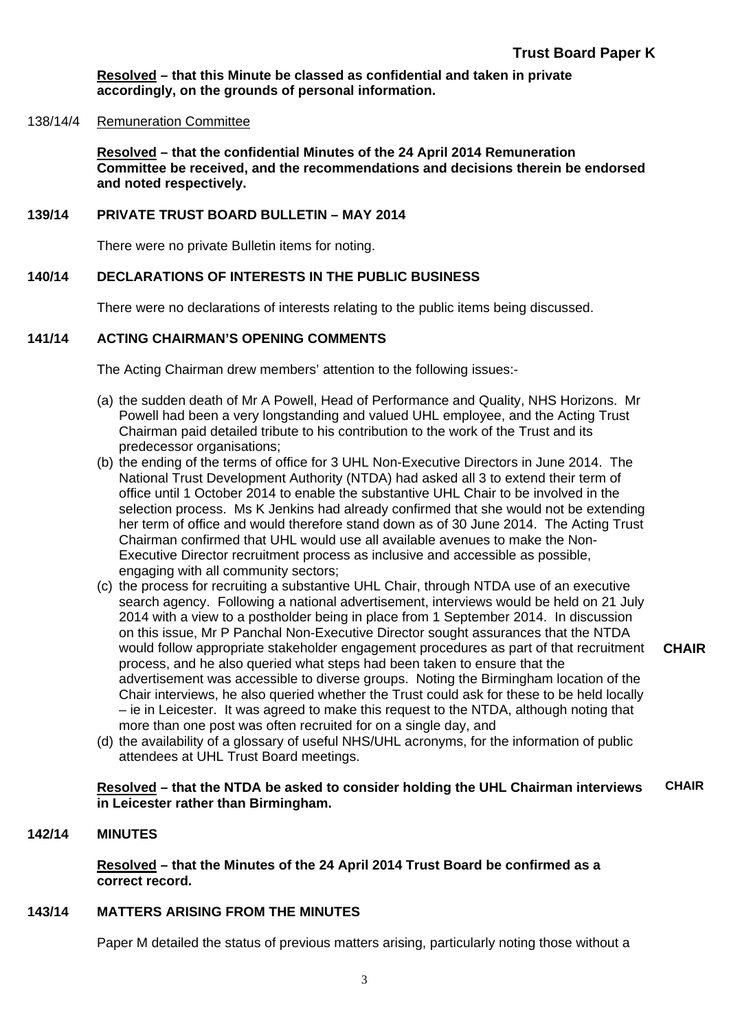**Trust Board Paper K**

**Resolved – that this Minute be classed as confidential and taken in private accordingly, on the grounds of personal information.**

138/14/4 Remuneration Committee

**Resolved – that the confidential Minutes of the 24 April 2014 Remuneration Committee be received, and the recommendations and decisions therein be endorsed and noted respectively.**

**139/14 PRIVATE TRUST BOARD BULLETIN – MAY 2014**

There were no private Bulletin items for noting.

**140/14 DECLARATIONS OF INTERESTS IN THE PUBLIC BUSINESS**

There were no declarations of interests relating to the public items being discussed.

**141/14 ACTING CHAIRMAN'S OPENING COMMENTS**

The Acting Chairman drew members' attention to the following issues:-

(a) the sudden death of Mr A Powell, Head of Performance and Quality, NHS Horizons. Mr Powell had been a very longstanding and valued UHL employee, and the Acting Trust Chairman paid detailed tribute to his contribution to the work of the Trust and its predecessor organisations;

(b) the ending of the terms of office for 3 UHL Non-Executive Directors in June 2014. The National Trust Development Authority (NTDA) had asked all 3 to extend their term of office until 1 October 2014 to enable the substantive UHL Chair to be involved in the selection process. Ms K Jenkins had already confirmed that she would not be extending her term of office and would therefore stand down as of 30 June 2014. The Acting Trust Chairman confirmed that UHL would use all available avenues to make the Non-Executive Director recruitment process as inclusive and accessible as possible, engaging with all community sectors;

(c) the process for recruiting a substantive UHL Chair, through NTDA use of an executive search agency. Following a national advertisement, interviews would be held on 21 July 2014 with a view to a postholder being in place from 1 September 2014. In discussion on this issue, Mr P Panchal Non-Executive Director sought assurances that the NTDA would follow appropriate stakeholder engagement procedures as part of that recruitment process, and he also queried what steps had been taken to ensure that the advertisement was accessible to diverse groups. Noting the Birmingham location of the Chair interviews, he also queried whether the Trust could ask for these to be held locally – ie in Leicester. It was agreed to make this request to the NTDA, although noting that more than one post was often recruited for on a single day, and **CHAIR**

(d) the availability of a glossary of useful NHS/UHL acronyms, for the information of public attendees at UHL Trust Board meetings.

**Resolved – that the NTDA be asked to consider holding the UHL Chairman interviews in Leicester rather than Birmingham.** **CHAIR**

**142/14 MINUTES**

**Resolved – that the Minutes of the 24 April 2014 Trust Board be confirmed as a correct record.**

**143/14 MATTERS ARISING FROM THE MINUTES**

Paper M detailed the status of previous matters arising, particularly noting those without a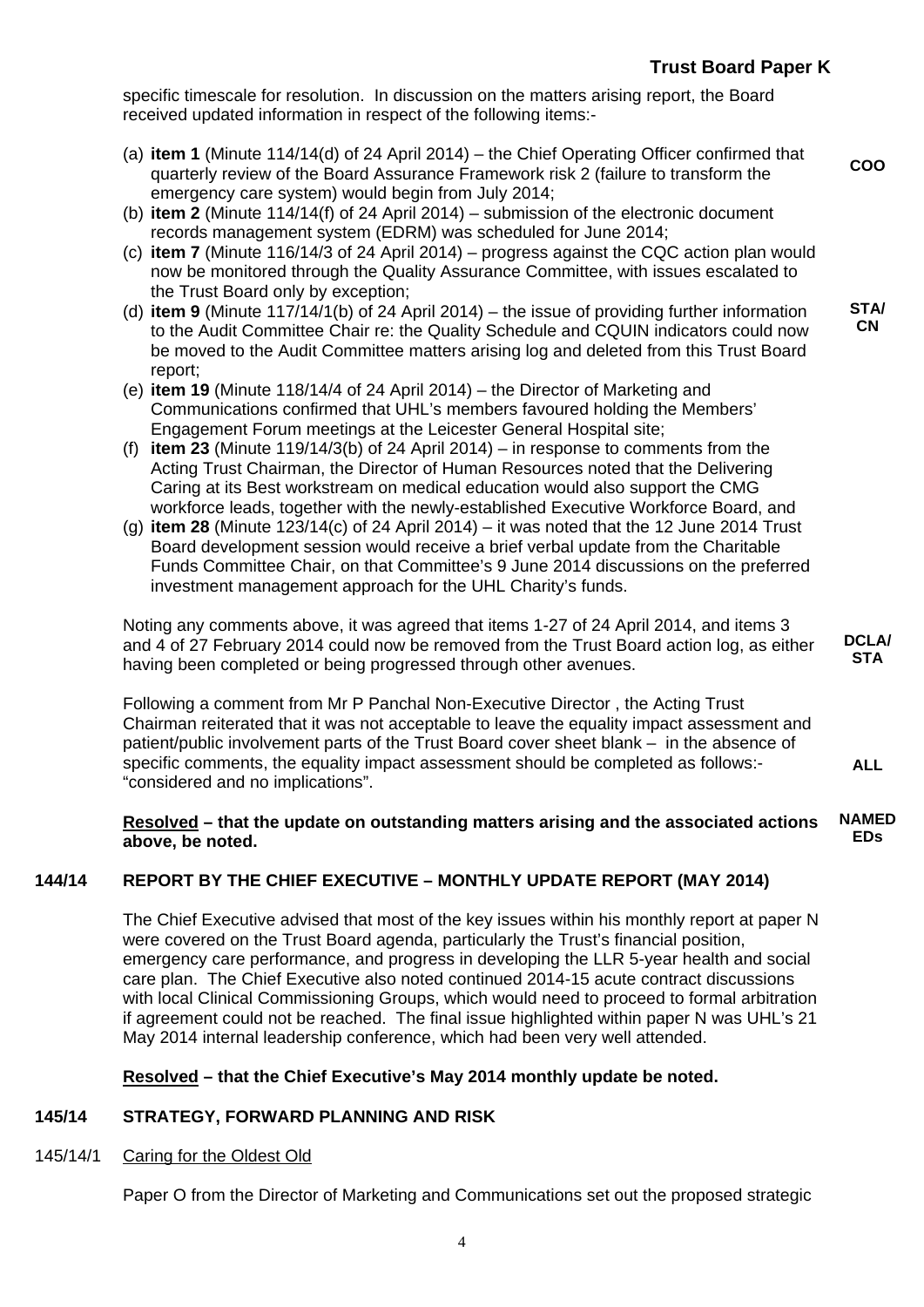specific timescale for resolution. In discussion on the matters arising report, the Board received updated information in respect of the following items:-

(a) **item 1** (Minute 114/14(d) of 24 April 2014) – the Chief Operating Officer confirmed that quarterly review of the Board Assurance Framework risk 2 (failure to transform the emergency care system) would begin from July 2014; **COO**

(b) **item 2** (Minute 114/14(f) of 24 April 2014) – submission of the electronic document records management system (EDRM) was scheduled for June 2014;

(c) **item 7** (Minute 116/14/3 of 24 April 2014) – progress against the CQC action plan would now be monitored through the Quality Assurance Committee, with issues escalated to the Trust Board only by exception;

(d) **item 9** (Minute 117/14/1(b) of 24 April 2014) – the issue of providing further information to the Audit Committee Chair re: the Quality Schedule and CQUIN indicators could now be moved to the Audit Committee matters arising log and deleted from this Trust Board report; **STA/CN**

(e) **item 19** (Minute 118/14/4 of 24 April 2014) – the Director of Marketing and Communications confirmed that UHL's members favoured holding the Members' Engagement Forum meetings at the Leicester General Hospital site;

(f) **item 23** (Minute 119/14/3(b) of 24 April 2014) – in response to comments from the Acting Trust Chairman, the Director of Human Resources noted that the Delivering Caring at its Best workstream on medical education would also support the CMG workforce leads, together with the newly-established Executive Workforce Board, and

(g) **item 28** (Minute 123/14(c) of 24 April 2014) – it was noted that the 12 June 2014 Trust Board development session would receive a brief verbal update from the Charitable Funds Committee Chair, on that Committee's 9 June 2014 discussions on the preferred investment management approach for the UHL Charity's funds.

Noting any comments above, it was agreed that items 1-27 of 24 April 2014, and items 3 and 4 of 27 February 2014 could now be removed from the Trust Board action log, as either having been completed or being progressed through other avenues. **DCLA/STA**

Following a comment from Mr P Panchal Non-Executive Director , the Acting Trust Chairman reiterated that it was not acceptable to leave the equality impact assessment and patient/public involvement parts of the Trust Board cover sheet blank – in the absence of specific comments, the equality impact assessment should be completed as follows:- "considered and no implications". **ALL**

**<u>Resolved</u> – that the update on outstanding matters arising and the associated actions above, be noted.** **NAMED EDs**

## 144/14 REPORT BY THE CHIEF EXECUTIVE – MONTHLY UPDATE REPORT (MAY 2014)

The Chief Executive advised that most of the key issues within his monthly report at paper N were covered on the Trust Board agenda, particularly the Trust's financial position, emergency care performance, and progress in developing the LLR 5-year health and social care plan. The Chief Executive also noted continued 2014-15 acute contract discussions with local Clinical Commissioning Groups, which would need to proceed to formal arbitration if agreement could not be reached. The final issue highlighted within paper N was UHL's 21 May 2014 internal leadership conference, which had been very well attended.

**<u>Resolved</u> – that the Chief Executive's May 2014 monthly update be noted.**

## 145/14 STRATEGY, FORWARD PLANNING AND RISK

### 145/14/1 <u>Caring for the Oldest Old</u>

Paper O from the Director of Marketing and Communications set out the proposed strategic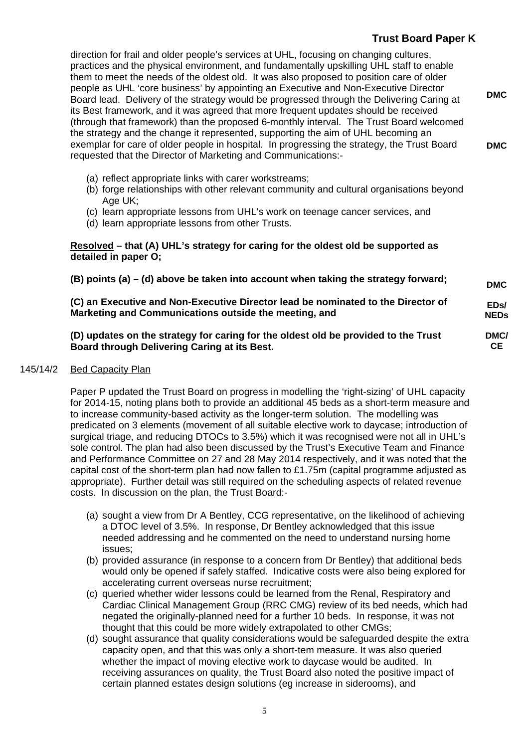direction for frail and older people's services at UHL, focusing on changing cultures, practices and the physical environment, and fundamentally upskilling UHL staff to enable them to meet the needs of the oldest old. It was also proposed to position care of older people as UHL 'core business' by appointing an Executive and Non-Executive Director Board lead. Delivery of the strategy would be progressed through the Delivering Caring at its Best framework, and it was agreed that more frequent updates should be received (through that framework) than the proposed 6-monthly interval. The Trust Board welcomed the strategy and the change it represented, supporting the aim of UHL becoming an exemplar for care of older people in hospital. In progressing the strategy, the Trust Board requested that the Director of Marketing and Communications:- **DMC** **DMC**

(a) reflect appropriate links with carer workstreams;
(b) forge relationships with other relevant community and cultural organisations beyond Age UK;
(c) learn appropriate lessons from UHL's work on teenage cancer services, and
(d) learn appropriate lessons from other Trusts.

**Resolved – that (A) UHL's strategy for caring for the oldest old be supported as detailed in paper O;**

**(B) points (a) – (d) above be taken into account when taking the strategy forward;** **DMC**

**(C) an Executive and Non-Executive Director lead be nominated to the Director of Marketing and Communications outside the meeting, and** **EDs/ NEDs**

**(D) updates on the strategy for caring for the oldest old be provided to the Trust Board through Delivering Caring at its Best.** **DMC/ CE**

145/14/2 Bed Capacity Plan

Paper P updated the Trust Board on progress in modelling the 'right-sizing' of UHL capacity for 2014-15, noting plans both to provide an additional 45 beds as a short-term measure and to increase community-based activity as the longer-term solution. The modelling was predicated on 3 elements (movement of all suitable elective work to daycase; introduction of surgical triage, and reducing DTOCs to 3.5%) which it was recognised were not all in UHL's sole control. The plan had also been discussed by the Trust's Executive Team and Finance and Performance Committee on 27 and 28 May 2014 respectively, and it was noted that the capital cost of the short-term plan had now fallen to £1.75m (capital programme adjusted as appropriate). Further detail was still required on the scheduling aspects of related revenue costs. In discussion on the plan, the Trust Board:-

(a) sought a view from Dr A Bentley, CCG representative, on the likelihood of achieving a DTOC level of 3.5%. In response, Dr Bentley acknowledged that this issue needed addressing and he commented on the need to understand nursing home issues;
(b) provided assurance (in response to a concern from Dr Bentley) that additional beds would only be opened if safely staffed. Indicative costs were also being explored for accelerating current overseas nurse recruitment;
(c) queried whether wider lessons could be learned from the Renal, Respiratory and Cardiac Clinical Management Group (RRC CMG) review of its bed needs, which had negated the originally-planned need for a further 10 beds. In response, it was not thought that this could be more widely extrapolated to other CMGs;
(d) sought assurance that quality considerations would be safeguarded despite the extra capacity open, and that this was only a short-tem measure. It was also queried whether the impact of moving elective work to daycase would be audited. In receiving assurances on quality, the Trust Board also noted the positive impact of certain planned estates design solutions (eg increase in siderooms), and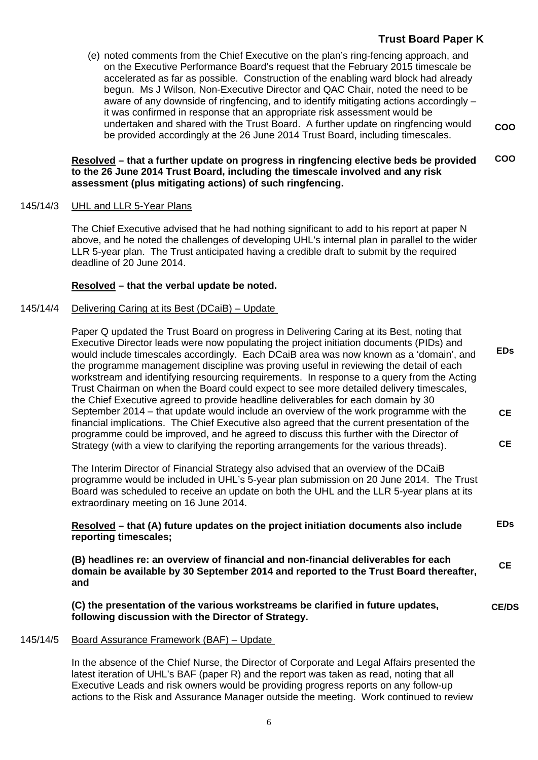(e) noted comments from the Chief Executive on the plan's ring-fencing approach, and on the Executive Performance Board's request that the February 2015 timescale be accelerated as far as possible. Construction of the enabling ward block had already begun. Ms J Wilson, Non-Executive Director and QAC Chair, noted the need to be aware of any downside of ringfencing, and to identify mitigating actions accordingly – it was confirmed in response that an appropriate risk assessment would be undertaken and shared with the Trust Board. A further update on ringfencing would be provided accordingly at the 26 June 2014 Trust Board, including timescales. **COO**

**Resolved – that a further update on progress in ringfencing elective beds be provided to the 26 June 2014 Trust Board, including the timescale involved and any risk assessment (plus mitigating actions) of such ringfencing.** **COO**

145/14/3 UHL and LLR 5-Year Plans

The Chief Executive advised that he had nothing significant to add to his report at paper N above, and he noted the challenges of developing UHL's internal plan in parallel to the wider LLR 5-year plan. The Trust anticipated having a credible draft to submit by the required deadline of 20 June 2014.

**Resolved – that the verbal update be noted.**

145/14/4 Delivering Caring at its Best (DCaiB) – Update

Paper Q updated the Trust Board on progress in Delivering Caring at its Best, noting that Executive Director leads were now populating the project initiation documents (PIDs) and would include timescales accordingly. **EDs** Each DCaiB area was now known as a 'domain', and the programme management discipline was proving useful in reviewing the detail of each workstream and identifying resourcing requirements. In response to a query from the Acting Trust Chairman on when the Board could expect to see more detailed delivery timescales, the Chief Executive agreed to provide headline deliverables for each domain by 30 September 2014 – that update would include an overview of the work programme with the financial implications. **CE** The Chief Executive also agreed that the current presentation of the programme could be improved, and he agreed to discuss this further with the Director of Strategy (with a view to clarifying the reporting arrangements for the various threads). **CE**

The Interim Director of Financial Strategy also advised that an overview of the DCaiB programme would be included in UHL's 5-year plan submission on 20 June 2014. The Trust Board was scheduled to receive an update on both the UHL and the LLR 5-year plans at its extraordinary meeting on 16 June 2014.

**Resolved – that (A) future updates on the project initiation documents also include reporting timescales;** **EDs**

**(B) headlines re: an overview of financial and non-financial deliverables for each domain be available by 30 September 2014 and reported to the Trust Board thereafter, and** **CE**

**(C) the presentation of the various workstreams be clarified in future updates, following discussion with the Director of Strategy.** **CE/DS**

145/14/5 Board Assurance Framework (BAF) – Update

In the absence of the Chief Nurse, the Director of Corporate and Legal Affairs presented the latest iteration of UHL's BAF (paper R) and the report was taken as read, noting that all Executive Leads and risk owners would be providing progress reports on any follow-up actions to the Risk and Assurance Manager outside the meeting. Work continued to review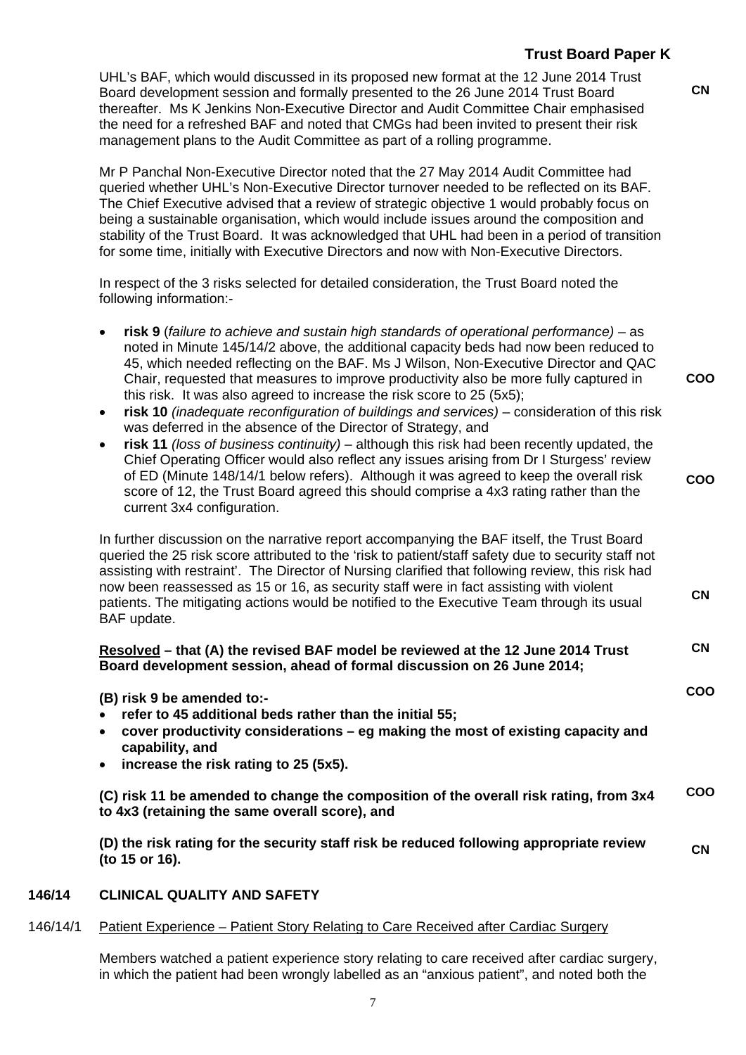UHL's BAF, which would discussed in its proposed new format at the 12 June 2014 Trust Board development session and formally presented to the 26 June 2014 Trust Board thereafter. Ms K Jenkins Non-Executive Director and Audit Committee Chair emphasised the need for a refreshed BAF and noted that CMGs had been invited to present their risk management plans to the Audit Committee as part of a rolling programme. **CN**

Mr P Panchal Non-Executive Director noted that the 27 May 2014 Audit Committee had queried whether UHL's Non-Executive Director turnover needed to be reflected on its BAF. The Chief Executive advised that a review of strategic objective 1 would probably focus on being a sustainable organisation, which would include issues around the composition and stability of the Trust Board. It was acknowledged that UHL had been in a period of transition for some time, initially with Executive Directors and now with Non-Executive Directors.

In respect of the 3 risks selected for detailed consideration, the Trust Board noted the following information:-

- **risk 9** (*failure to achieve and sustain high standards of operational performance)* – as noted in Minute 145/14/2 above, the additional capacity beds had now been reduced to 45, which needed reflecting on the BAF. Ms J Wilson, Non-Executive Director and QAC Chair, requested that measures to improve productivity also be more fully captured in this risk. It was also agreed to increase the risk score to 25 (5x5); **COO**
- **risk 10** *(inadequate reconfiguration of buildings and services)* – consideration of this risk was deferred in the absence of the Director of Strategy, and
- **risk 11** *(loss of business continuity)* – although this risk had been recently updated, the Chief Operating Officer would also reflect any issues arising from Dr I Sturgess' review of ED (Minute 148/14/1 below refers). Although it was agreed to keep the overall risk score of 12, the Trust Board agreed this should comprise a 4x3 rating rather than the current 3x4 configuration. **COO**

In further discussion on the narrative report accompanying the BAF itself, the Trust Board queried the 25 risk score attributed to the 'risk to patient/staff safety due to security staff not assisting with restraint'. The Director of Nursing clarified that following review, this risk had now been reassessed as 15 or 16, as security staff were in fact assisting with violent patients. The mitigating actions would be notified to the Executive Team through its usual BAF update. **CN**

**Resolved – that (A) the revised BAF model be reviewed at the 12 June 2014 Trust Board development session, ahead of formal discussion on 26 June 2014;** **CN**

**(B) risk 9 be amended to:-** **COO**

- **refer to 45 additional beds rather than the initial 55;**
- **cover productivity considerations – eg making the most of existing capacity and capability, and**
- **increase the risk rating to 25 (5x5).**

**(C) risk 11 be amended to change the composition of the overall risk rating, from 3x4 to 4x3 (retaining the same overall score), and** **COO**

**(D) the risk rating for the security staff risk be reduced following appropriate review (to 15 or 16).** **CN**

## 146/14 CLINICAL QUALITY AND SAFETY

146/14/1 Patient Experience – Patient Story Relating to Care Received after Cardiac Surgery

Members watched a patient experience story relating to care received after cardiac surgery, in which the patient had been wrongly labelled as an "anxious patient", and noted both the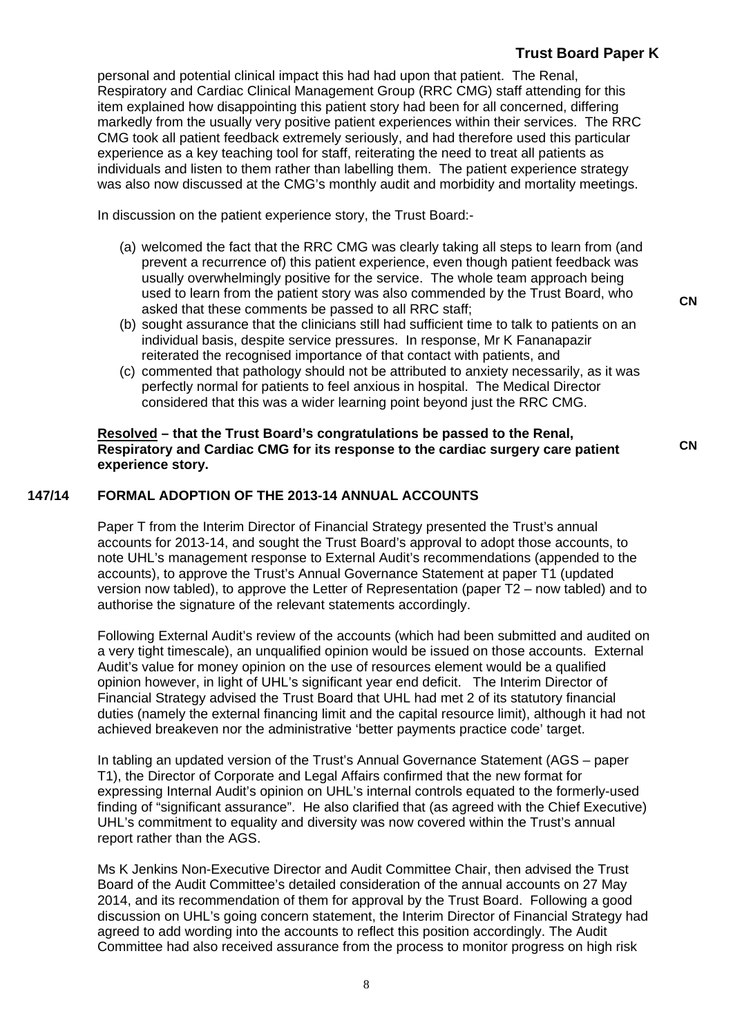personal and potential clinical impact this had had upon that patient. The Renal, Respiratory and Cardiac Clinical Management Group (RRC CMG) staff attending for this item explained how disappointing this patient story had been for all concerned, differing markedly from the usually very positive patient experiences within their services. The RRC CMG took all patient feedback extremely seriously, and had therefore used this particular experience as a key teaching tool for staff, reiterating the need to treat all patients as individuals and listen to them rather than labelling them. The patient experience strategy was also now discussed at the CMG's monthly audit and morbidity and mortality meetings.

In discussion on the patient experience story, the Trust Board:-

(a) welcomed the fact that the RRC CMG was clearly taking all steps to learn from (and prevent a recurrence of) this patient experience, even though patient feedback was usually overwhelmingly positive for the service. The whole team approach being used to learn from the patient story was also commended by the Trust Board, who asked that these comments be passed to all RRC staff; **CN**

(b) sought assurance that the clinicians still had sufficient time to talk to patients on an individual basis, despite service pressures. In response, Mr K Fananapazir reiterated the recognised importance of that contact with patients, and

(c) commented that pathology should not be attributed to anxiety necessarily, as it was perfectly normal for patients to feel anxious in hospital. The Medical Director considered that this was a wider learning point beyond just the RRC CMG.

**Resolved – that the Trust Board's congratulations be passed to the Renal, Respiratory and Cardiac CMG for its response to the cardiac surgery care patient experience story.** **CN**

## 147/14 FORMAL ADOPTION OF THE 2013-14 ANNUAL ACCOUNTS

Paper T from the Interim Director of Financial Strategy presented the Trust's annual accounts for 2013-14, and sought the Trust Board's approval to adopt those accounts, to note UHL's management response to External Audit's recommendations (appended to the accounts), to approve the Trust's Annual Governance Statement at paper T1 (updated version now tabled), to approve the Letter of Representation (paper T2 – now tabled) and to authorise the signature of the relevant statements accordingly.

Following External Audit's review of the accounts (which had been submitted and audited on a very tight timescale), an unqualified opinion would be issued on those accounts. External Audit's value for money opinion on the use of resources element would be a qualified opinion however, in light of UHL's significant year end deficit. The Interim Director of Financial Strategy advised the Trust Board that UHL had met 2 of its statutory financial duties (namely the external financing limit and the capital resource limit), although it had not achieved breakeven nor the administrative 'better payments practice code' target.

In tabling an updated version of the Trust's Annual Governance Statement (AGS – paper T1), the Director of Corporate and Legal Affairs confirmed that the new format for expressing Internal Audit's opinion on UHL's internal controls equated to the formerly-used finding of "significant assurance". He also clarified that (as agreed with the Chief Executive) UHL's commitment to equality and diversity was now covered within the Trust's annual report rather than the AGS.

Ms K Jenkins Non-Executive Director and Audit Committee Chair, then advised the Trust Board of the Audit Committee's detailed consideration of the annual accounts on 27 May 2014, and its recommendation of them for approval by the Trust Board. Following a good discussion on UHL's going concern statement, the Interim Director of Financial Strategy had agreed to add wording into the accounts to reflect this position accordingly. The Audit Committee had also received assurance from the process to monitor progress on high risk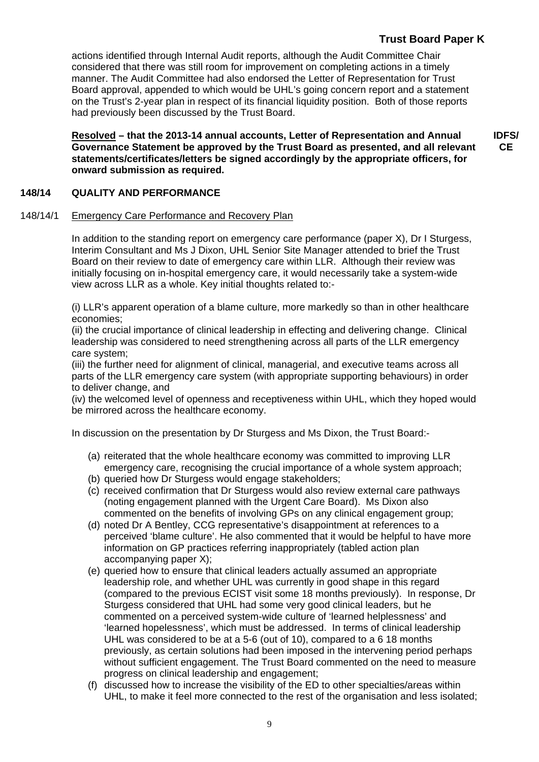actions identified through Internal Audit reports, although the Audit Committee Chair considered that there was still room for improvement on completing actions in a timely manner. The Audit Committee had also endorsed the Letter of Representation for Trust Board approval, appended to which would be UHL's going concern report and a statement on the Trust's 2-year plan in respect of its financial liquidity position. Both of those reports had previously been discussed by the Trust Board.

**Resolved – that the 2013-14 annual accounts, Letter of Representation and Annual Governance Statement be approved by the Trust Board as presented, and all relevant statements/certificates/letters be signed accordingly by the appropriate officers, for onward submission as required.** **IDFS/ CE**

## 148/14 QUALITY AND PERFORMANCE

### 148/14/1 Emergency Care Performance and Recovery Plan

In addition to the standing report on emergency care performance (paper X), Dr I Sturgess, Interim Consultant and Ms J Dixon, UHL Senior Site Manager attended to brief the Trust Board on their review to date of emergency care within LLR. Although their review was initially focusing on in-hospital emergency care, it would necessarily take a system-wide view across LLR as a whole. Key initial thoughts related to:-

(i) LLR's apparent operation of a blame culture, more markedly so than in other healthcare economies;
(ii) the crucial importance of clinical leadership in effecting and delivering change. Clinical leadership was considered to need strengthening across all parts of the LLR emergency care system;
(iii) the further need for alignment of clinical, managerial, and executive teams across all parts of the LLR emergency care system (with appropriate supporting behaviours) in order to deliver change, and
(iv) the welcomed level of openness and receptiveness within UHL, which they hoped would be mirrored across the healthcare economy.

In discussion on the presentation by Dr Sturgess and Ms Dixon, the Trust Board:-

(a) reiterated that the whole healthcare economy was committed to improving LLR emergency care, recognising the crucial importance of a whole system approach;
(b) queried how Dr Sturgess would engage stakeholders;
(c) received confirmation that Dr Sturgess would also review external care pathways (noting engagement planned with the Urgent Care Board). Ms Dixon also commented on the benefits of involving GPs on any clinical engagement group;
(d) noted Dr A Bentley, CCG representative's disappointment at references to a perceived 'blame culture'. He also commented that it would be helpful to have more information on GP practices referring inappropriately (tabled action plan accompanying paper X);
(e) queried how to ensure that clinical leaders actually assumed an appropriate leadership role, and whether UHL was currently in good shape in this regard (compared to the previous ECIST visit some 18 months previously). In response, Dr Sturgess considered that UHL had some very good clinical leaders, but he commented on a perceived system-wide culture of 'learned helplessness' and 'learned hopelessness', which must be addressed. In terms of clinical leadership UHL was considered to be at a 5-6 (out of 10), compared to a 6 18 months previously, as certain solutions had been imposed in the intervening period perhaps without sufficient engagement. The Trust Board commented on the need to measure progress on clinical leadership and engagement;
(f) discussed how to increase the visibility of the ED to other specialties/areas within UHL, to make it feel more connected to the rest of the organisation and less isolated;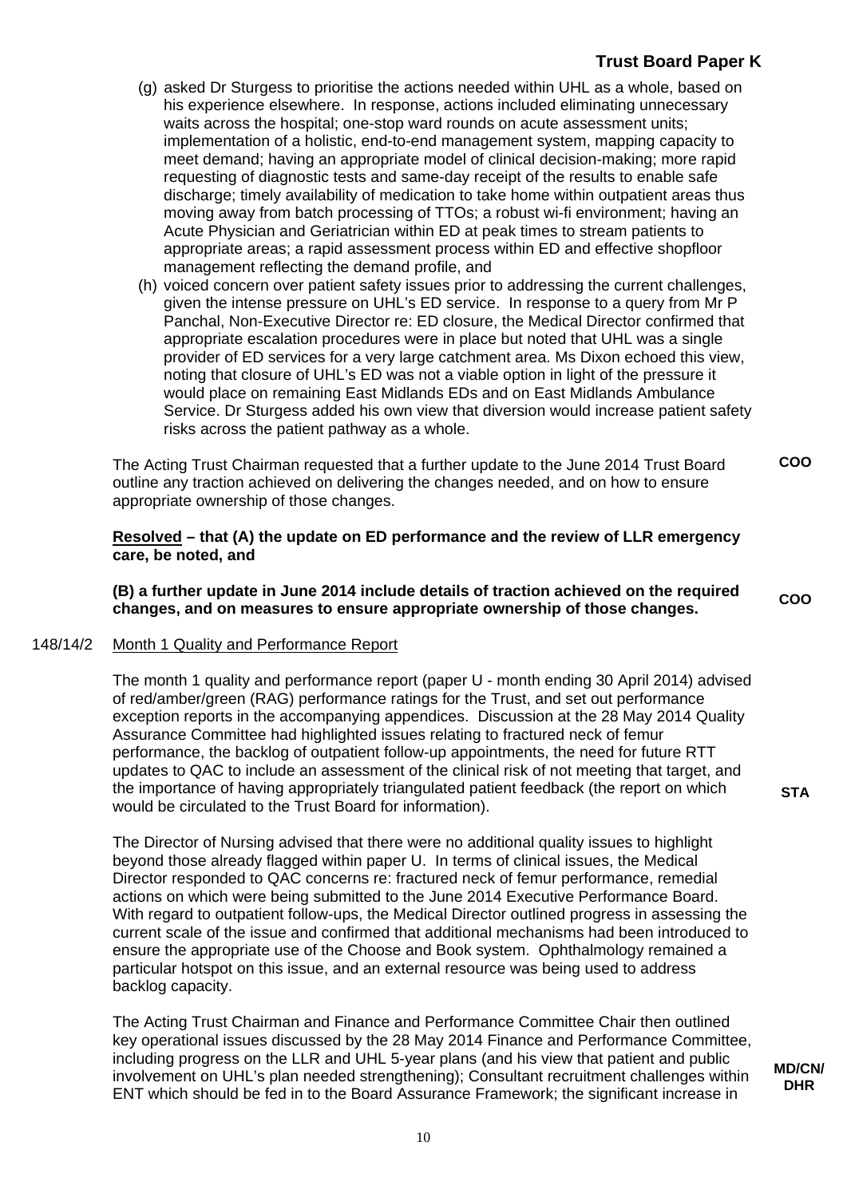(g) asked Dr Sturgess to prioritise the actions needed within UHL as a whole, based on his experience elsewhere. In response, actions included eliminating unnecessary waits across the hospital; one-stop ward rounds on acute assessment units; implementation of a holistic, end-to-end management system, mapping capacity to meet demand; having an appropriate model of clinical decision-making; more rapid requesting of diagnostic tests and same-day receipt of the results to enable safe discharge; timely availability of medication to take home within outpatient areas thus moving away from batch processing of TTOs; a robust wi-fi environment; having an Acute Physician and Geriatrician within ED at peak times to stream patients to appropriate areas; a rapid assessment process within ED and effective shopfloor management reflecting the demand profile, and

(h) voiced concern over patient safety issues prior to addressing the current challenges, given the intense pressure on UHL's ED service. In response to a query from Mr P Panchal, Non-Executive Director re: ED closure, the Medical Director confirmed that appropriate escalation procedures were in place but noted that UHL was a single provider of ED services for a very large catchment area. Ms Dixon echoed this view, noting that closure of UHL's ED was not a viable option in light of the pressure it would place on remaining East Midlands EDs and on East Midlands Ambulance Service. Dr Sturgess added his own view that diversion would increase patient safety risks across the patient pathway as a whole.

The Acting Trust Chairman requested that a further update to the June 2014 Trust Board outline any traction achieved on delivering the changes needed, and on how to ensure appropriate ownership of those changes. **COO**

**Resolved – that (A) the update on ED performance and the review of LLR emergency care, be noted, and**

**(B) a further update in June 2014 include details of traction achieved on the required changes, and on measures to ensure appropriate ownership of those changes.** **COO**

148/14/2 Month 1 Quality and Performance Report

The month 1 quality and performance report (paper U - month ending 30 April 2014) advised of red/amber/green (RAG) performance ratings for the Trust, and set out performance exception reports in the accompanying appendices. Discussion at the 28 May 2014 Quality Assurance Committee had highlighted issues relating to fractured neck of femur performance, the backlog of outpatient follow-up appointments, the need for future RTT updates to QAC to include an assessment of the clinical risk of not meeting that target, and the importance of having appropriately triangulated patient feedback (the report on which would be circulated to the Trust Board for information). **STA**

The Director of Nursing advised that there were no additional quality issues to highlight beyond those already flagged within paper U. In terms of clinical issues, the Medical Director responded to QAC concerns re: fractured neck of femur performance, remedial actions on which were being submitted to the June 2014 Executive Performance Board. With regard to outpatient follow-ups, the Medical Director outlined progress in assessing the current scale of the issue and confirmed that additional mechanisms had been introduced to ensure the appropriate use of the Choose and Book system. Ophthalmology remained a particular hotspot on this issue, and an external resource was being used to address backlog capacity.

The Acting Trust Chairman and Finance and Performance Committee Chair then outlined key operational issues discussed by the 28 May 2014 Finance and Performance Committee, including progress on the LLR and UHL 5-year plans (and his view that patient and public involvement on UHL's plan needed strengthening); Consultant recruitment challenges within ENT which should be fed in to the Board Assurance Framework; the significant increase in **MD/CN/DHR**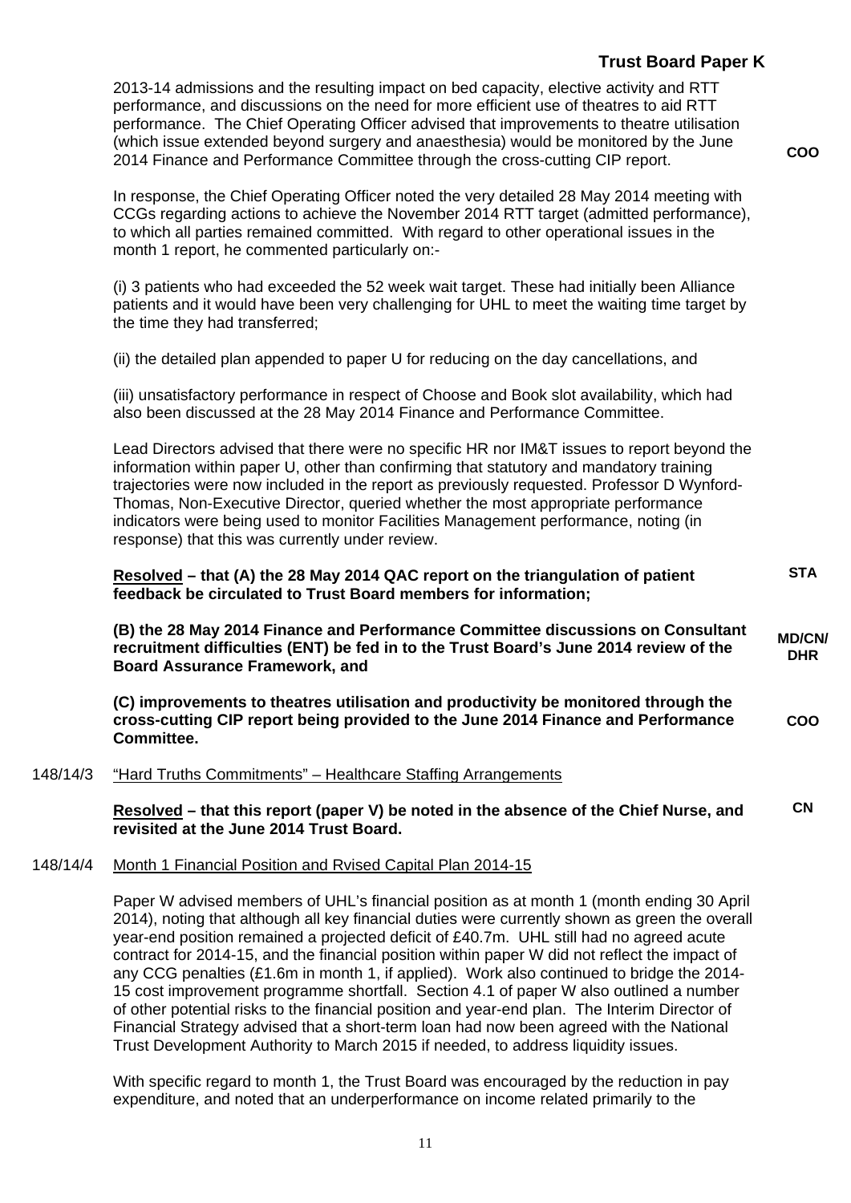2013-14 admissions and the resulting impact on bed capacity, elective activity and RTT performance, and discussions on the need for more efficient use of theatres to aid RTT performance. The Chief Operating Officer advised that improvements to theatre utilisation (which issue extended beyond surgery and anaesthesia) would be monitored by the June 2014 Finance and Performance Committee through the cross-cutting CIP report. **COO**

In response, the Chief Operating Officer noted the very detailed 28 May 2014 meeting with CCGs regarding actions to achieve the November 2014 RTT target (admitted performance), to which all parties remained committed. With regard to other operational issues in the month 1 report, he commented particularly on:-

(i) 3 patients who had exceeded the 52 week wait target. These had initially been Alliance patients and it would have been very challenging for UHL to meet the waiting time target by the time they had transferred;

(ii) the detailed plan appended to paper U for reducing on the day cancellations, and

(iii) unsatisfactory performance in respect of Choose and Book slot availability, which had also been discussed at the 28 May 2014 Finance and Performance Committee.

Lead Directors advised that there were no specific HR nor IM&T issues to report beyond the information within paper U, other than confirming that statutory and mandatory training trajectories were now included in the report as previously requested. Professor D Wynford-Thomas, Non-Executive Director, queried whether the most appropriate performance indicators were being used to monitor Facilities Management performance, noting (in response) that this was currently under review.

**Resolved – that (A) the 28 May 2014 QAC report on the triangulation of patient feedback be circulated to Trust Board members for information;** **STA**

**(B) the 28 May 2014 Finance and Performance Committee discussions on Consultant recruitment difficulties (ENT) be fed in to the Trust Board's June 2014 review of the Board Assurance Framework, and** **MD/CN/DHR**

**(C) improvements to theatres utilisation and productivity be monitored through the cross-cutting CIP report being provided to the June 2014 Finance and Performance Committee.** **COO**

148/14/3 "Hard Truths Commitments" – Healthcare Staffing Arrangements

**Resolved – that this report (paper V) be noted in the absence of the Chief Nurse, and revisited at the June 2014 Trust Board.** **CN**

148/14/4 Month 1 Financial Position and Rvised Capital Plan 2014-15

Paper W advised members of UHL's financial position as at month 1 (month ending 30 April 2014), noting that although all key financial duties were currently shown as green the overall year-end position remained a projected deficit of £40.7m. UHL still had no agreed acute contract for 2014-15, and the financial position within paper W did not reflect the impact of any CCG penalties (£1.6m in month 1, if applied). Work also continued to bridge the 2014-15 cost improvement programme shortfall. Section 4.1 of paper W also outlined a number of other potential risks to the financial position and year-end plan. The Interim Director of Financial Strategy advised that a short-term loan had now been agreed with the National Trust Development Authority to March 2015 if needed, to address liquidity issues.

With specific regard to month 1, the Trust Board was encouraged by the reduction in pay expenditure, and noted that an underperformance on income related primarily to the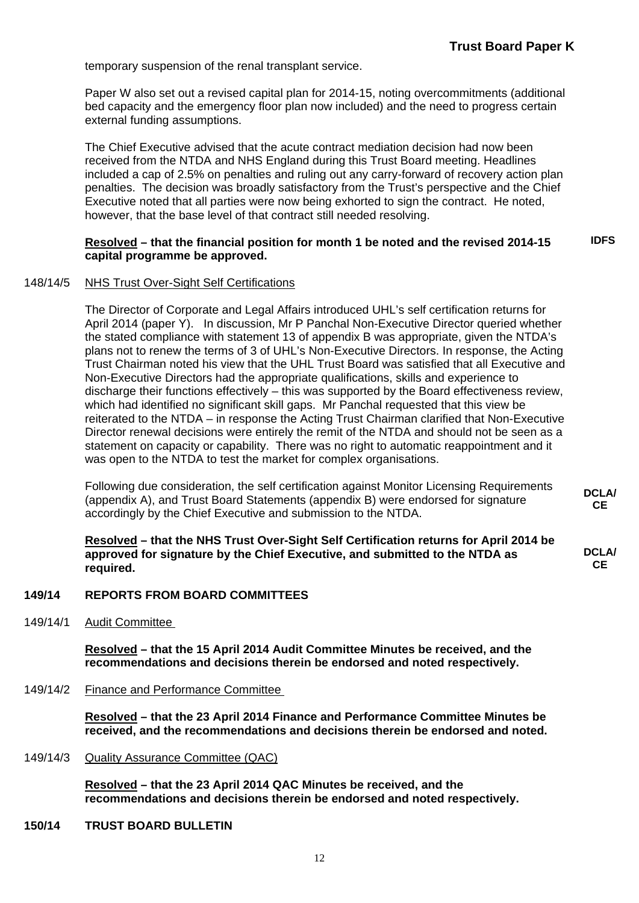temporary suspension of the renal transplant service.

Paper W also set out a revised capital plan for 2014-15, noting overcommitments (additional bed capacity and the emergency floor plan now included) and the need to progress certain external funding assumptions.

The Chief Executive advised that the acute contract mediation decision had now been received from the NTDA and NHS England during this Trust Board meeting. Headlines included a cap of 2.5% on penalties and ruling out any carry-forward of recovery action plan penalties. The decision was broadly satisfactory from the Trust's perspective and the Chief Executive noted that all parties were now being exhorted to sign the contract. He noted, however, that the base level of that contract still needed resolving.

**Resolved – that the financial position for month 1 be noted and the revised 2014-15 capital programme be approved.** **IDFS**

148/14/5 NHS Trust Over-Sight Self Certifications

The Director of Corporate and Legal Affairs introduced UHL's self certification returns for April 2014 (paper Y). In discussion, Mr P Panchal Non-Executive Director queried whether the stated compliance with statement 13 of appendix B was appropriate, given the NTDA's plans not to renew the terms of 3 of UHL's Non-Executive Directors. In response, the Acting Trust Chairman noted his view that the UHL Trust Board was satisfied that all Executive and Non-Executive Directors had the appropriate qualifications, skills and experience to discharge their functions effectively – this was supported by the Board effectiveness review, which had identified no significant skill gaps. Mr Panchal requested that this view be reiterated to the NTDA – in response the Acting Trust Chairman clarified that Non-Executive Director renewal decisions were entirely the remit of the NTDA and should not be seen as a statement on capacity or capability. There was no right to automatic reappointment and it was open to the NTDA to test the market for complex organisations.

Following due consideration, the self certification against Monitor Licensing Requirements (appendix A), and Trust Board Statements (appendix B) were endorsed for signature accordingly by the Chief Executive and submission to the NTDA. **DCLA/CE**

**Resolved – that the NHS Trust Over-Sight Self Certification returns for April 2014 be approved for signature by the Chief Executive, and submitted to the NTDA as required.** **DCLA/CE**

**149/14 REPORTS FROM BOARD COMMITTEES**

149/14/1 Audit Committee

**Resolved – that the 15 April 2014 Audit Committee Minutes be received, and the recommendations and decisions therein be endorsed and noted respectively.**

149/14/2 Finance and Performance Committee

**Resolved – that the 23 April 2014 Finance and Performance Committee Minutes be received, and the recommendations and decisions therein be endorsed and noted.**

149/14/3 Quality Assurance Committee (QAC)

**Resolved – that the 23 April 2014 QAC Minutes be received, and the recommendations and decisions therein be endorsed and noted respectively.**

**150/14 TRUST BOARD BULLETIN**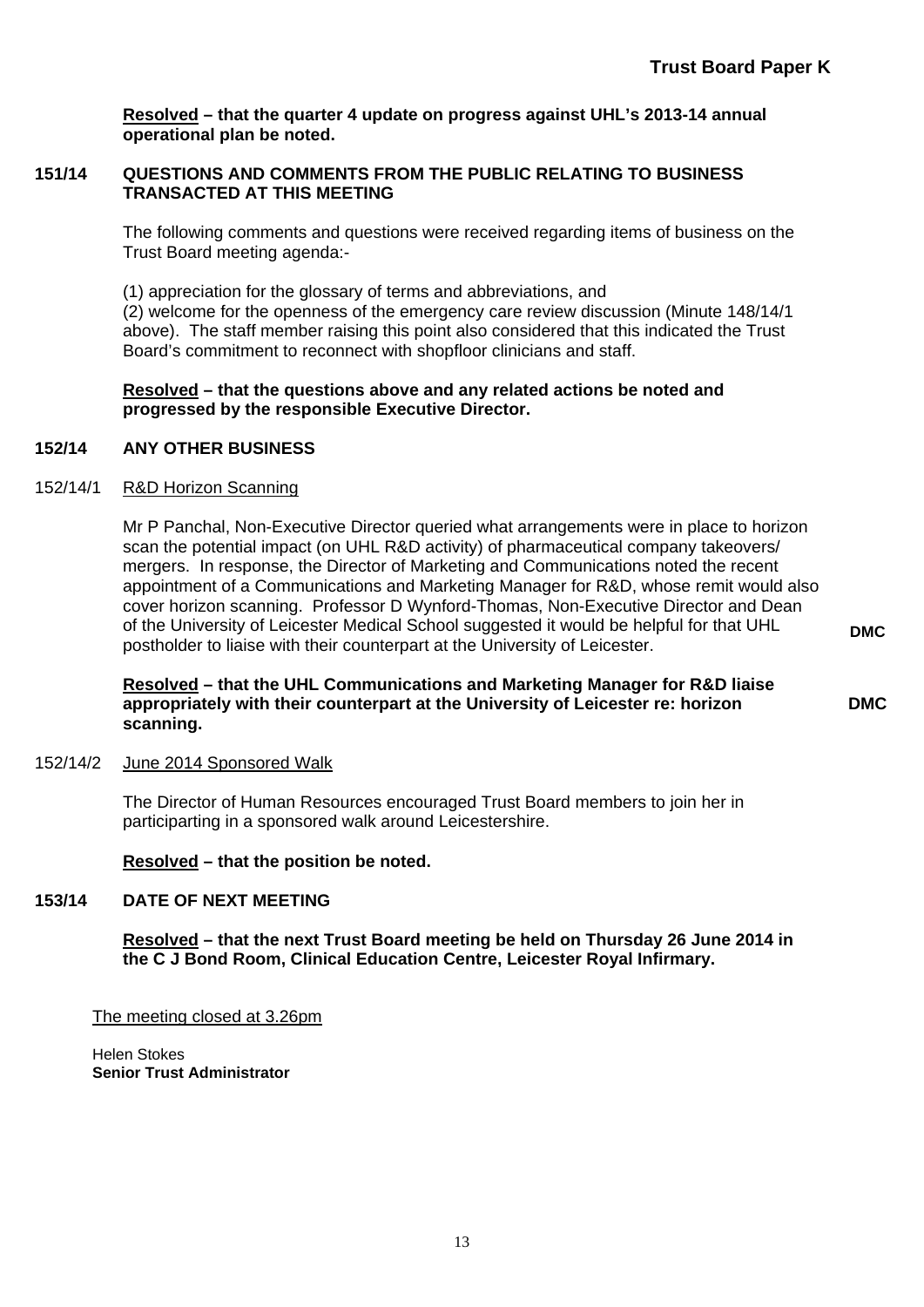**Trust Board Paper K**

**<u>Resolved</u> – that the quarter 4 update on progress against UHL's 2013-14 annual operational plan be noted.**

**151/14 QUESTIONS AND COMMENTS FROM THE PUBLIC RELATING TO BUSINESS TRANSACTED AT THIS MEETING**

The following comments and questions were received regarding items of business on the Trust Board meeting agenda:-

(1) appreciation for the glossary of terms and abbreviations, and
(2) welcome for the openness of the emergency care review discussion (Minute 148/14/1 above). The staff member raising this point also considered that this indicated the Trust Board's commitment to reconnect with shopfloor clinicians and staff.

**<u>Resolved</u> – that the questions above and any related actions be noted and progressed by the responsible Executive Director.**

**152/14 ANY OTHER BUSINESS**

152/14/1 <u>R&D Horizon Scanning</u>

Mr P Panchal, Non-Executive Director queried what arrangements were in place to horizon scan the potential impact (on UHL R&D activity) of pharmaceutical company takeovers/ mergers. In response, the Director of Marketing and Communications noted the recent appointment of a Communications and Marketing Manager for R&D, whose remit would also cover horizon scanning. Professor D Wynford-Thomas, Non-Executive Director and Dean of the University of Leicester Medical School suggested it would be helpful for that UHL postholder to liaise with their counterpart at the University of Leicester. **DMC**

**<u>Resolved</u> – that the UHL Communications and Marketing Manager for R&D liaise appropriately with their counterpart at the University of Leicester re: horizon scanning.** **DMC**

152/14/2 <u>June 2014 Sponsored Walk</u>

The Director of Human Resources encouraged Trust Board members to join her in participarting in a sponsored walk around Leicestershire.

**<u>Resolved</u> – that the position be noted.**

**153/14 DATE OF NEXT MEETING**

**<u>Resolved</u> – that the next Trust Board meeting be held on Thursday 26 June 2014 in the C J Bond Room, Clinical Education Centre, Leicester Royal Infirmary.**

<u>The meeting closed at 3.26pm</u>

Helen Stokes
**Senior Trust Administrator**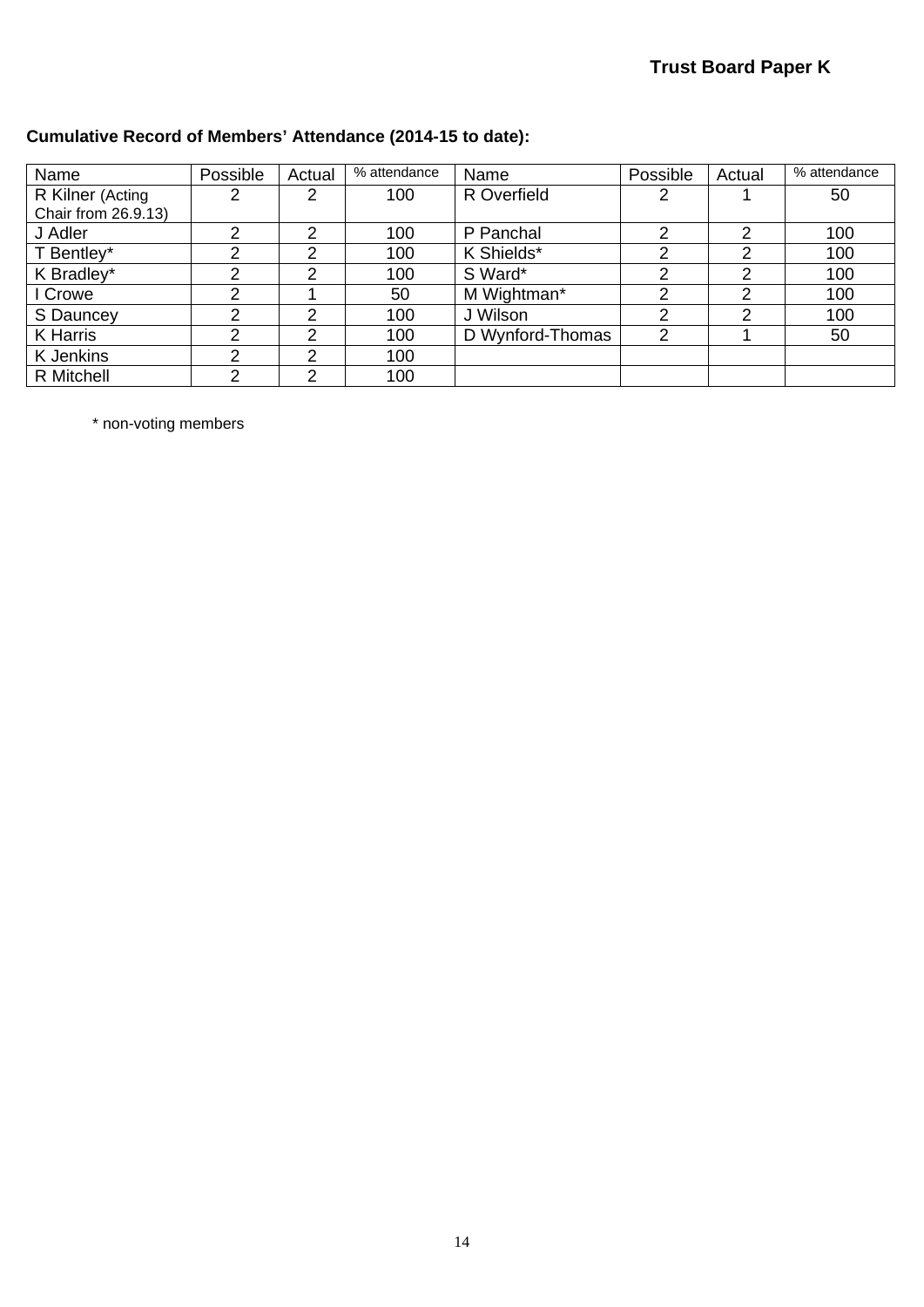**Trust Board Paper K**

**Cumulative Record of Members' Attendance (2014-15 to date):**

| Name | Possible | Actual | % attendance | Name | Possible | Actual | % attendance |
|---|---|---|---|---|---|---|---|
| R Kilner (Acting Chair from 26.9.13) | 2 | 2 | 100 | R Overfield | 2 | 1 | 50 |
| J Adler | 2 | 2 | 100 | P Panchal | 2 | 2 | 100 |
| T Bentley* | 2 | 2 | 100 | K Shields* | 2 | 2 | 100 |
| K Bradley* | 2 | 2 | 100 | S Ward* | 2 | 2 | 100 |
| I Crowe | 2 | 1 | 50 | M Wightman* | 2 | 2 | 100 |
| S Dauncey | 2 | 2 | 100 | J Wilson | 2 | 2 | 100 |
| K Harris | 2 | 2 | 100 | D Wynford-Thomas | 2 | 1 | 50 |
| K Jenkins | 2 | 2 | 100 | | | | |
| R Mitchell | 2 | 2 | 100 | | | | |

\* non-voting members